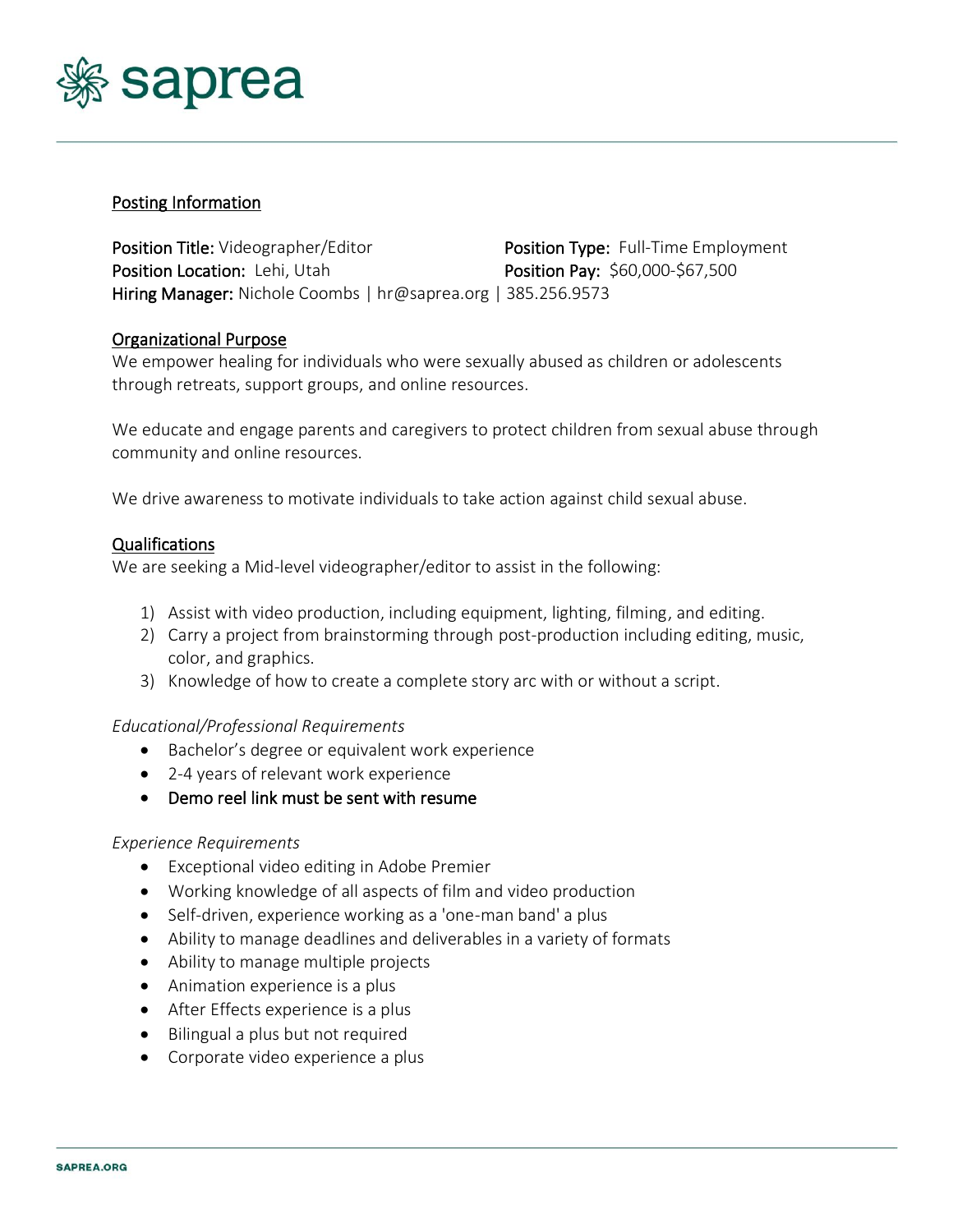# saprea

## Posting Information

**Position Title:** Videographer/Editor
**Position Type:** Full-Time Employment
**Position Location:** Lehi, Utah
**Position Pay:** $60,000-$67,500
**Hiring Manager:** Nichole Coombs | hr@saprea.org | 385.256.9573

## Organizational Purpose

We empower healing for individuals who were sexually abused as children or adolescents through retreats, support groups, and online resources.

We educate and engage parents and caregivers to protect children from sexual abuse through community and online resources.

We drive awareness to motivate individuals to take action against child sexual abuse.

## Qualifications

We are seeking a Mid-level videographer/editor to assist in the following:

1) Assist with video production, including equipment, lighting, filming, and editing.
2) Carry a project from brainstorming through post-production including editing, music, color, and graphics.
3) Knowledge of how to create a complete story arc with or without a script.

*Educational/Professional Requirements*

- Bachelor's degree or equivalent work experience
- 2-4 years of relevant work experience
- Demo reel link must be sent with resume

*Experience Requirements*

- Exceptional video editing in Adobe Premier
- Working knowledge of all aspects of film and video production
- Self-driven, experience working as a 'one-man band' a plus
- Ability to manage deadlines and deliverables in a variety of formats
- Ability to manage multiple projects
- Animation experience is a plus
- After Effects experience is a plus
- Bilingual a plus but not required
- Corporate video experience a plus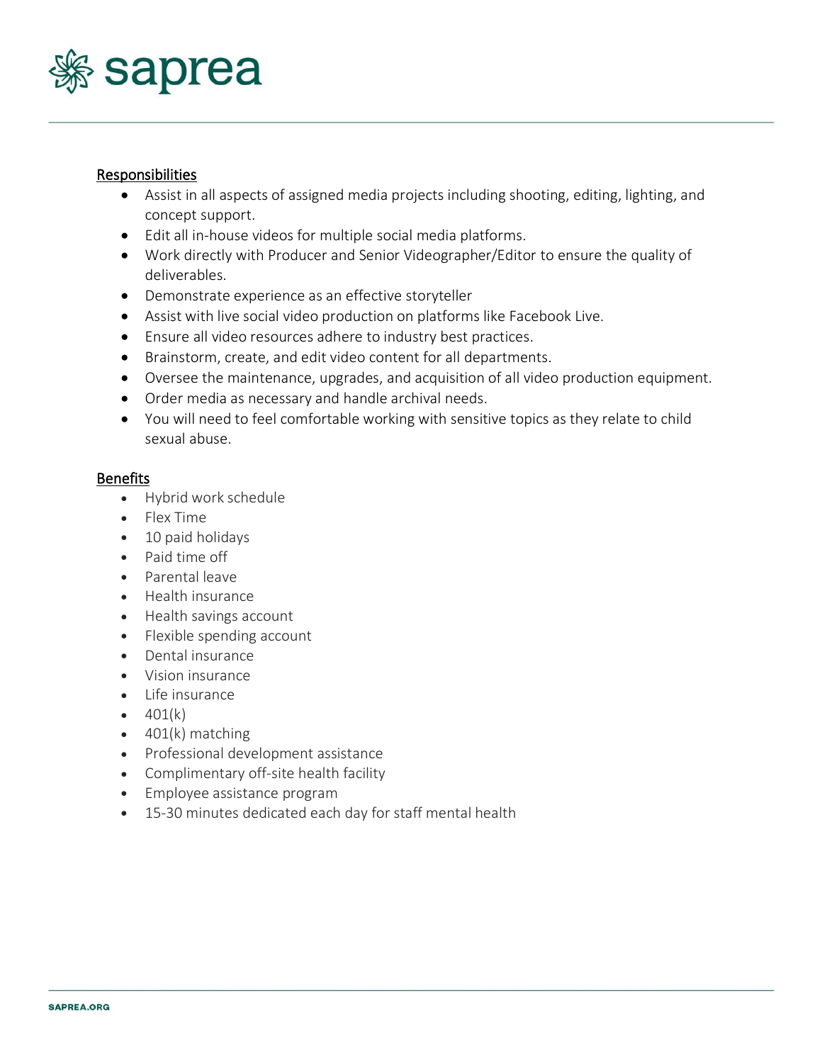## Responsibilities

- Assist in all aspects of assigned media projects including shooting, editing, lighting, and concept support.
- Edit all in-house videos for multiple social media platforms.
- Work directly with Producer and Senior Videographer/Editor to ensure the quality of deliverables.
- Demonstrate experience as an effective storyteller
- Assist with live social video production on platforms like Facebook Live.
- Ensure all video resources adhere to industry best practices.
- Brainstorm, create, and edit video content for all departments.
- Oversee the maintenance, upgrades, and acquisition of all video production equipment.
- Order media as necessary and handle archival needs.
- You will need to feel comfortable working with sensitive topics as they relate to child sexual abuse.

## Benefits

- Hybrid work schedule
- Flex Time
- 10 paid holidays
- Paid time off
- Parental leave
- Health insurance
- Health savings account
- Flexible spending account
- Dental insurance
- Vision insurance
- Life insurance
- 401(k)
- 401(k) matching
- Professional development assistance
- Complimentary off-site health facility
- Employee assistance program
- 15-30 minutes dedicated each day for staff mental health